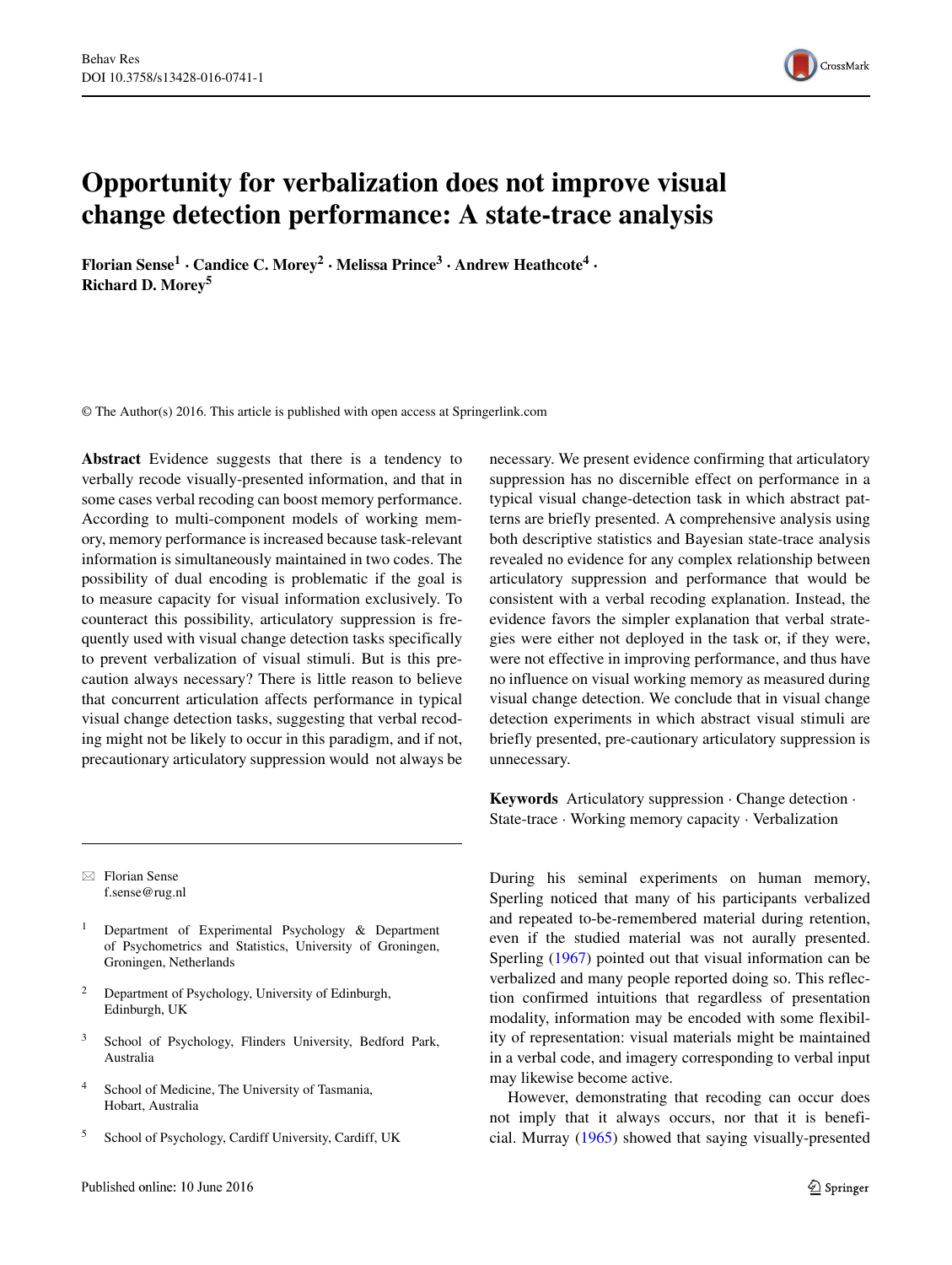# Opportunity for verbalization does not improve visual change detection performance: A state-trace analysis

**Florian Sense[1] · Candice C. Morey[2] · Melissa Prince[3] · Andrew Heathcote[4] · Richard D. Morey[5]**

© The Author(s) 2016. This article is published with open access at Springerlink.com

**Abstract** Evidence suggests that there is a tendency to verbally recode visually-presented information, and that in some cases verbal recoding can boost memory performance. According to multi-component models of working memory, memory performance is increased because task-relevant information is simultaneously maintained in two codes. The possibility of dual encoding is problematic if the goal is to measure capacity for visual information exclusively. To counteract this possibility, articulatory suppression is frequently used with visual change detection tasks specifically to prevent verbalization of visual stimuli. But is this precaution always necessary? There is little reason to believe that concurrent articulation affects performance in typical visual change detection tasks, suggesting that verbal recoding might not be likely to occur in this paradigm, and if not, precautionary articulatory suppression would not always be necessary. We present evidence confirming that articulatory suppression has no discernible effect on performance in a typical visual change-detection task in which abstract patterns are briefly presented. A comprehensive analysis using both descriptive statistics and Bayesian state-trace analysis revealed no evidence for any complex relationship between articulatory suppression and performance that would be consistent with a verbal recoding explanation. Instead, the evidence favors the simpler explanation that verbal strategies were either not deployed in the task or, if they were, were not effective in improving performance, and thus have no influence on visual working memory as measured during visual change detection. We conclude that in visual change detection experiments in which abstract visual stimuli are briefly presented, pre-cautionary articulatory suppression is unnecessary.

**Keywords** Articulatory suppression · Change detection · State-trace · Working memory capacity · Verbalization

✉ Florian Sense
f.sense@rug.nl

[1] Department of Experimental Psychology & Department of Psychometrics and Statistics, University of Groningen, Groningen, Netherlands

[2] Department of Psychology, University of Edinburgh, Edinburgh, UK

[3] School of Psychology, Flinders University, Bedford Park, Australia

[4] School of Medicine, The University of Tasmania, Hobart, Australia

[5] School of Psychology, Cardiff University, Cardiff, UK

During his seminal experiments on human memory, Sperling noticed that many of his participants verbalized and repeated to-be-remembered material during retention, even if the studied material was not aurally presented. Sperling (1967) pointed out that visual information can be verbalized and many people reported doing so. This reflection confirmed intuitions that regardless of presentation modality, information may be encoded with some flexibility of representation: visual materials might be maintained in a verbal code, and imagery corresponding to verbal input may likewise become active.

However, demonstrating that recoding can occur does not imply that it always occurs, nor that it is beneficial. Murray (1965) showed that saying visually-presented

Published online: 10 June 2016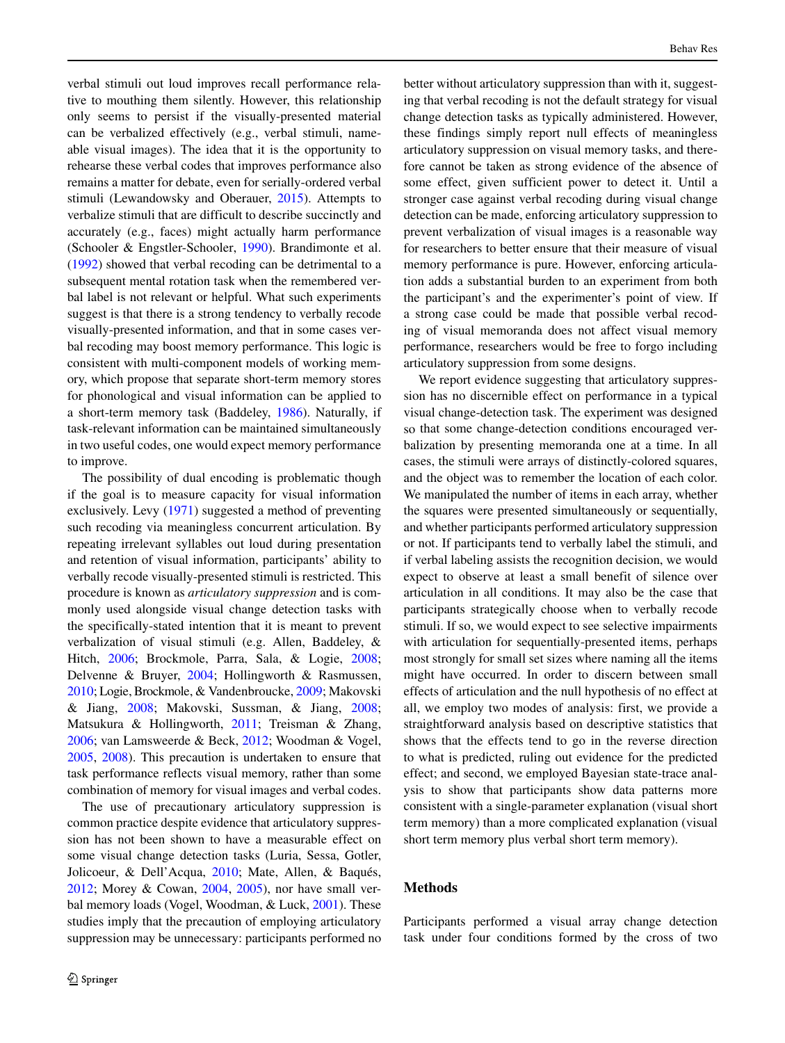verbal stimuli out loud improves recall performance relative to mouthing them silently. However, this relationship only seems to persist if the visually-presented material can be verbalized effectively (e.g., verbal stimuli, nameable visual images). The idea that it is the opportunity to rehearse these verbal codes that improves performance also remains a matter for debate, even for serially-ordered verbal stimuli (Lewandowsky and Oberauer, 2015). Attempts to verbalize stimuli that are difficult to describe succinctly and accurately (e.g., faces) might actually harm performance (Schooler & Engstler-Schooler, 1990). Brandimonte et al. (1992) showed that verbal recoding can be detrimental to a subsequent mental rotation task when the remembered verbal label is not relevant or helpful. What such experiments suggest is that there is a strong tendency to verbally recode visually-presented information, and that in some cases verbal recoding may boost memory performance. This logic is consistent with multi-component models of working memory, which propose that separate short-term memory stores for phonological and visual information can be applied to a short-term memory task (Baddeley, 1986). Naturally, if task-relevant information can be maintained simultaneously in two useful codes, one would expect memory performance to improve.

The possibility of dual encoding is problematic though if the goal is to measure capacity for visual information exclusively. Levy (1971) suggested a method of preventing such recoding via meaningless concurrent articulation. By repeating irrelevant syllables out loud during presentation and retention of visual information, participants' ability to verbally recode visually-presented stimuli is restricted. This procedure is known as *articulatory suppression* and is commonly used alongside visual change detection tasks with the specifically-stated intention that it is meant to prevent verbalization of visual stimuli (e.g. Allen, Baddeley, & Hitch, 2006; Brockmole, Parra, Sala, & Logie, 2008; Delvenne & Bruyer, 2004; Hollingworth & Rasmussen, 2010; Logie, Brockmole, & Vandenbroucke, 2009; Makovski & Jiang, 2008; Makovski, Sussman, & Jiang, 2008; Matsukura & Hollingworth, 2011; Treisman & Zhang, 2006; van Lamsweerde & Beck, 2012; Woodman & Vogel, 2005, 2008). This precaution is undertaken to ensure that task performance reflects visual memory, rather than some combination of memory for visual images and verbal codes.

The use of precautionary articulatory suppression is common practice despite evidence that articulatory suppression has not been shown to have a measurable effect on some visual change detection tasks (Luria, Sessa, Gotler, Jolicoeur, & Dell'Acqua, 2010; Mate, Allen, & Baqués, 2012; Morey & Cowan, 2004, 2005), nor have small verbal memory loads (Vogel, Woodman, & Luck, 2001). These studies imply that the precaution of employing articulatory suppression may be unnecessary: participants performed no better without articulatory suppression than with it, suggesting that verbal recoding is not the default strategy for visual change detection tasks as typically administered. However, these findings simply report null effects of meaningless articulatory suppression on visual memory tasks, and therefore cannot be taken as strong evidence of the absence of some effect, given sufficient power to detect it. Until a stronger case against verbal recoding during visual change detection can be made, enforcing articulatory suppression to prevent verbalization of visual images is a reasonable way for researchers to better ensure that their measure of visual memory performance is pure. However, enforcing articulation adds a substantial burden to an experiment from both the participant's and the experimenter's point of view. If a strong case could be made that possible verbal recoding of visual memoranda does not affect visual memory performance, researchers would be free to forgo including articulatory suppression from some designs.

We report evidence suggesting that articulatory suppression has no discernible effect on performance in a typical visual change-detection task. The experiment was designed so that some change-detection conditions encouraged verbalization by presenting memoranda one at a time. In all cases, the stimuli were arrays of distinctly-colored squares, and the object was to remember the location of each color. We manipulated the number of items in each array, whether the squares were presented simultaneously or sequentially, and whether participants performed articulatory suppression or not. If participants tend to verbally label the stimuli, and if verbal labeling assists the recognition decision, we would expect to observe at least a small benefit of silence over articulation in all conditions. It may also be the case that participants strategically choose when to verbally recode stimuli. If so, we would expect to see selective impairments with articulation for sequentially-presented items, perhaps most strongly for small set sizes where naming all the items might have occurred. In order to discern between small effects of articulation and the null hypothesis of no effect at all, we employ two modes of analysis: first, we provide a straightforward analysis based on descriptive statistics that shows that the effects tend to go in the reverse direction to what is predicted, ruling out evidence for the predicted effect; and second, we employed Bayesian state-trace analysis to show that participants show data patterns more consistent with a single-parameter explanation (visual short term memory) than a more complicated explanation (visual short term memory plus verbal short term memory).

## Methods

Participants performed a visual array change detection task under four conditions formed by the cross of two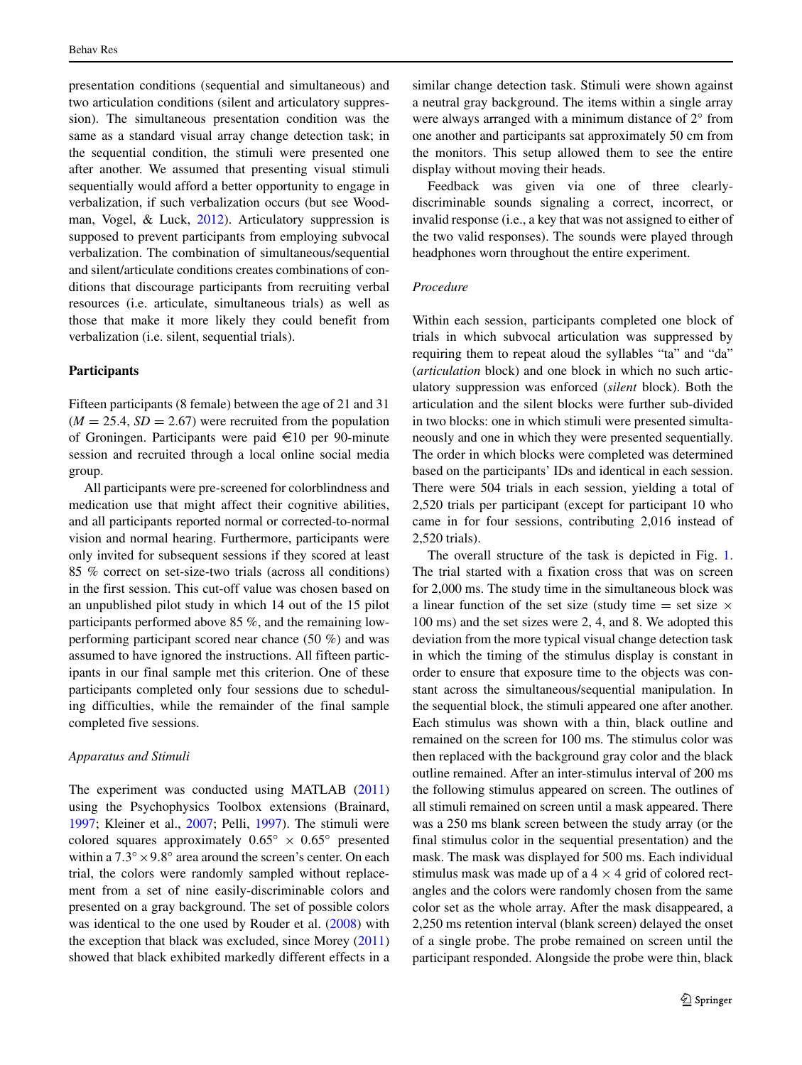presentation conditions (sequential and simultaneous) and two articulation conditions (silent and articulatory suppression). The simultaneous presentation condition was the same as a standard visual array change detection task; in the sequential condition, the stimuli were presented one after another. We assumed that presenting visual stimuli sequentially would afford a better opportunity to engage in verbalization, if such verbalization occurs (but see Woodman, Vogel, & Luck, 2012). Articulatory suppression is supposed to prevent participants from employing subvocal verbalization. The combination of simultaneous/sequential and silent/articulate conditions creates combinations of conditions that discourage participants from recruiting verbal resources (i.e. articulate, simultaneous trials) as well as those that make it more likely they could benefit from verbalization (i.e. silent, sequential trials).

### Participants

Fifteen participants (8 female) between the age of 21 and 31 ($M = 25.4$, $SD = 2.67$) were recruited from the population of Groningen. Participants were paid €10 per 90-minute session and recruited through a local online social media group.

All participants were pre-screened for colorblindness and medication use that might affect their cognitive abilities, and all participants reported normal or corrected-to-normal vision and normal hearing. Furthermore, participants were only invited for subsequent sessions if they scored at least 85 % correct on set-size-two trials (across all conditions) in the first session. This cut-off value was chosen based on an unpublished pilot study in which 14 out of the 15 pilot participants performed above 85 %, and the remaining low-performing participant scored near chance (50 %) and was assumed to have ignored the instructions. All fifteen participants in our final sample met this criterion. One of these participants completed only four sessions due to scheduling difficulties, while the remainder of the final sample completed five sessions.

#### *Apparatus and Stimuli*

The experiment was conducted using MATLAB (2011) using the Psychophysics Toolbox extensions (Brainard, 1997; Kleiner et al., 2007; Pelli, 1997). The stimuli were colored squares approximately $0.65^\circ \times 0.65^\circ$ presented within a $7.3^\circ \times 9.8^\circ$ area around the screen's center. On each trial, the colors were randomly sampled without replacement from a set of nine easily-discriminable colors and presented on a gray background. The set of possible colors was identical to the one used by Rouder et al. (2008) with the exception that black was excluded, since Morey (2011) showed that black exhibited markedly different effects in a similar change detection task. Stimuli were shown against a neutral gray background. The items within a single array were always arranged with a minimum distance of $2^\circ$ from one another and participants sat approximately 50 cm from the monitors. This setup allowed them to see the entire display without moving their heads.

Feedback was given via one of three clearly-discriminable sounds signaling a correct, incorrect, or invalid response (i.e., a key that was not assigned to either of the two valid responses). The sounds were played through headphones worn throughout the entire experiment.

#### *Procedure*

Within each session, participants completed one block of trials in which subvocal articulation was suppressed by requiring them to repeat aloud the syllables "ta" and "da" (*articulation* block) and one block in which no such articulatory suppression was enforced (*silent* block). Both the articulation and the silent blocks were further sub-divided in two blocks: one in which stimuli were presented simultaneously and one in which they were presented sequentially. The order in which blocks were completed was determined based on the participants' IDs and identical in each session. There were 504 trials in each session, yielding a total of 2,520 trials per participant (except for participant 10 who came in for four sessions, contributing 2,016 instead of 2,520 trials).

The overall structure of the task is depicted in Fig. 1. The trial started with a fixation cross that was on screen for 2,000 ms. The study time in the simultaneous block was a linear function of the set size (study time = set size $\times$ 100 ms) and the set sizes were 2, 4, and 8. We adopted this deviation from the more typical visual change detection task in which the timing of the stimulus display is constant in order to ensure that exposure time to the objects was constant across the simultaneous/sequential manipulation. In the sequential block, the stimuli appeared one after another. Each stimulus was shown with a thin, black outline and remained on the screen for 100 ms. The stimulus color was then replaced with the background gray color and the black outline remained. After an inter-stimulus interval of 200 ms the following stimulus appeared on screen. The outlines of all stimuli remained on screen until a mask appeared. There was a 250 ms blank screen between the study array (or the final stimulus color in the sequential presentation) and the mask. The mask was displayed for 500 ms. Each individual stimulus mask was made up of a $4 \times 4$ grid of colored rectangles and the colors were randomly chosen from the same color set as the whole array. After the mask disappeared, a 2,250 ms retention interval (blank screen) delayed the onset of a single probe. The probe remained on screen until the participant responded. Alongside the probe were thin, black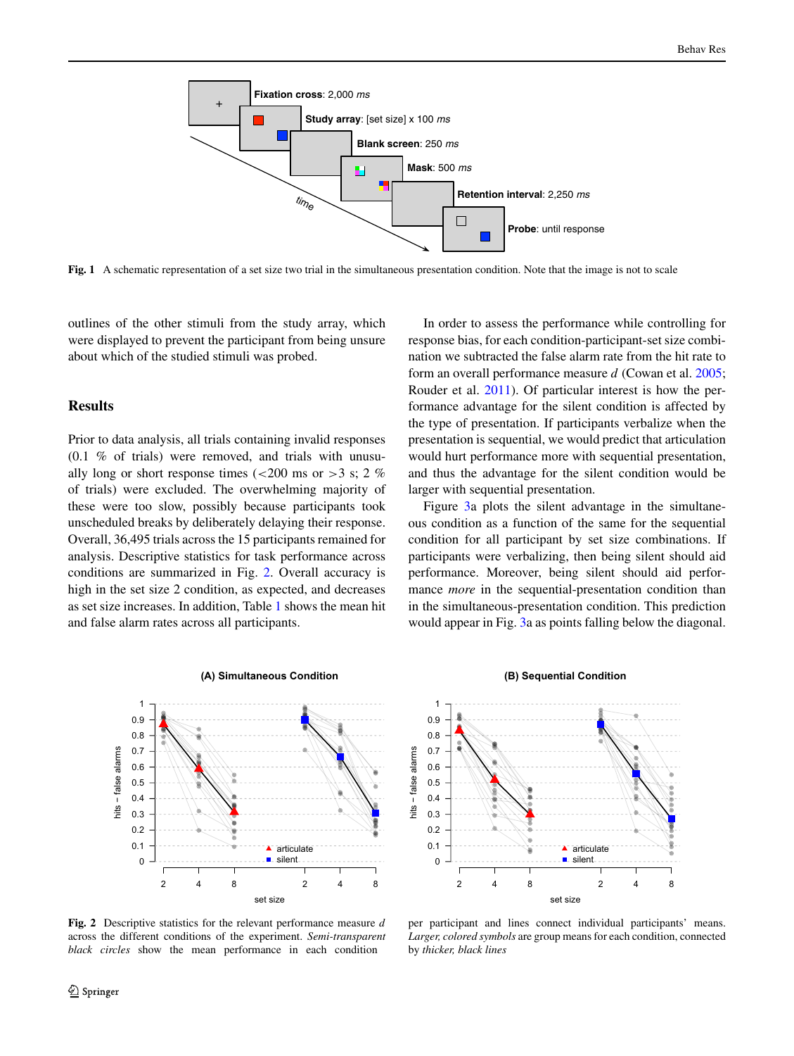**Fig. 1** A schematic representation of a set size two trial in the simultaneous presentation condition. Note that the image is not to scale

outlines of the other stimuli from the study array, which were displayed to prevent the participant from being unsure about which of the studied stimuli was probed.

## Results

Prior to data analysis, all trials containing invalid responses (0.1 % of trials) were removed, and trials with unusually long or short response times (<200 ms or >3 s; 2 % of trials) were excluded. The overwhelming majority of these were too slow, possibly because participants took unscheduled breaks by deliberately delaying their response. Overall, 36,495 trials across the 15 participants remained for analysis. Descriptive statistics for task performance across conditions are summarized in Fig. 2. Overall accuracy is high in the set size 2 condition, as expected, and decreases as set size increases. In addition, Table 1 shows the mean hit and false alarm rates across all participants.

In order to assess the performance while controlling for response bias, for each condition-participant-set size combination we subtracted the false alarm rate from the hit rate to form an overall performance measure $d$ (Cowan et al. 2005; Rouder et al. 2011). Of particular interest is how the performance advantage for the silent condition is affected by the type of presentation. If participants verbalize when the presentation is sequential, we would predict that articulation would hurt performance more with sequential presentation, and thus the advantage for the silent condition would be larger with sequential presentation.

Figure 3a plots the silent advantage in the simultaneous condition as a function of the same for the sequential condition for all participant by set size combinations. If participants were verbalizing, then being silent should aid performance. Moreover, being silent should aid performance *more* in the sequential-presentation condition than in the simultaneous-presentation condition. This prediction would appear in Fig. 3a as points falling below the diagonal.

**Fig. 2** Descriptive statistics for the relevant performance measure $d$ across the different conditions of the experiment. *Semi-transparent black circles* show the mean performance in each condition per participant and lines connect individual participants' means. *Larger, colored symbols* are group means for each condition, connected by *thicker, black lines*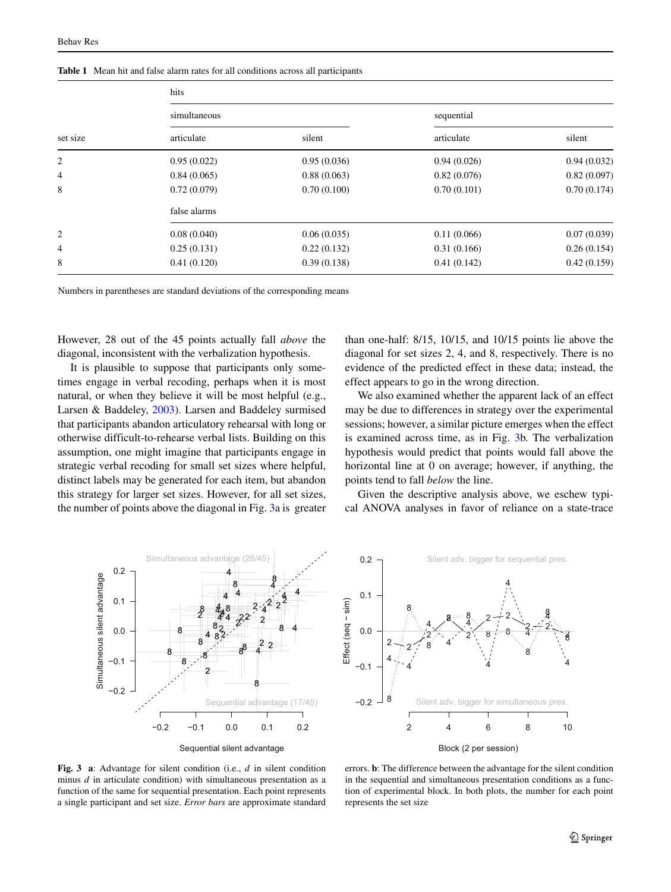**Table 1** Mean hit and false alarm rates for all conditions across all participants

| | hits | | | |
|---|---|---|---|---|
| | simultaneous | | sequential | |
| set size | articulate | silent | articulate | silent |
| 2 | 0.95 (0.022) | 0.95 (0.036) | 0.94 (0.026) | 0.94 (0.032) |
| 4 | 0.84 (0.065) | 0.88 (0.063) | 0.82 (0.076) | 0.82 (0.097) |
| 8 | 0.72 (0.079) | 0.70 (0.100) | 0.70 (0.101) | 0.70 (0.174) |
| | false alarms | | | |
| 2 | 0.08 (0.040) | 0.06 (0.035) | 0.11 (0.066) | 0.07 (0.039) |
| 4 | 0.25 (0.131) | 0.22 (0.132) | 0.31 (0.166) | 0.26 (0.154) |
| 8 | 0.41 (0.120) | 0.39 (0.138) | 0.41 (0.142) | 0.42 (0.159) |

Numbers in parentheses are standard deviations of the corresponding means

However, 28 out of the 45 points actually fall *above* the diagonal, inconsistent with the verbalization hypothesis.

It is plausible to suppose that participants only sometimes engage in verbal recoding, perhaps when it is most natural, or when they believe it will be most helpful (e.g., Larsen & Baddeley, 2003). Larsen and Baddeley surmised that participants abandon articulatory rehearsal with long or otherwise difficult-to-rehearse verbal lists. Building on this assumption, one might imagine that participants engage in strategic verbal recoding for small set sizes where helpful, distinct labels may be generated for each item, but abandon this strategy for larger set sizes. However, for all set sizes, the number of points above the diagonal in Fig. 3a is greater than one-half: 8/15, 10/15, and 10/15 points lie above the diagonal for set sizes 2, 4, and 8, respectively. There is no evidence of the predicted effect in these data; instead, the effect appears to go in the wrong direction.

We also examined whether the apparent lack of an effect may be due to differences in strategy over the experimental sessions; however, a similar picture emerges when the effect is examined across time, as in Fig. 3b. The verbalization hypothesis would predict that points would fall above the horizontal line at 0 on average; however, if anything, the points tend to fall *below* the line.

Given the descriptive analysis above, we eschew typical ANOVA analyses in favor of reliance on a state-trace

**Fig. 3** **a**: Advantage for silent condition (i.e., $d$ in silent condition minus $d$ in articulate condition) with simultaneous presentation as a function of the same for sequential presentation. Each point represents a single participant and set size. *Error bars* are approximate standard errors. **b**: The difference between the advantage for the silent condition in the sequential and simultaneous presentation conditions as a function of experimental block. In both plots, the number for each point represents the set size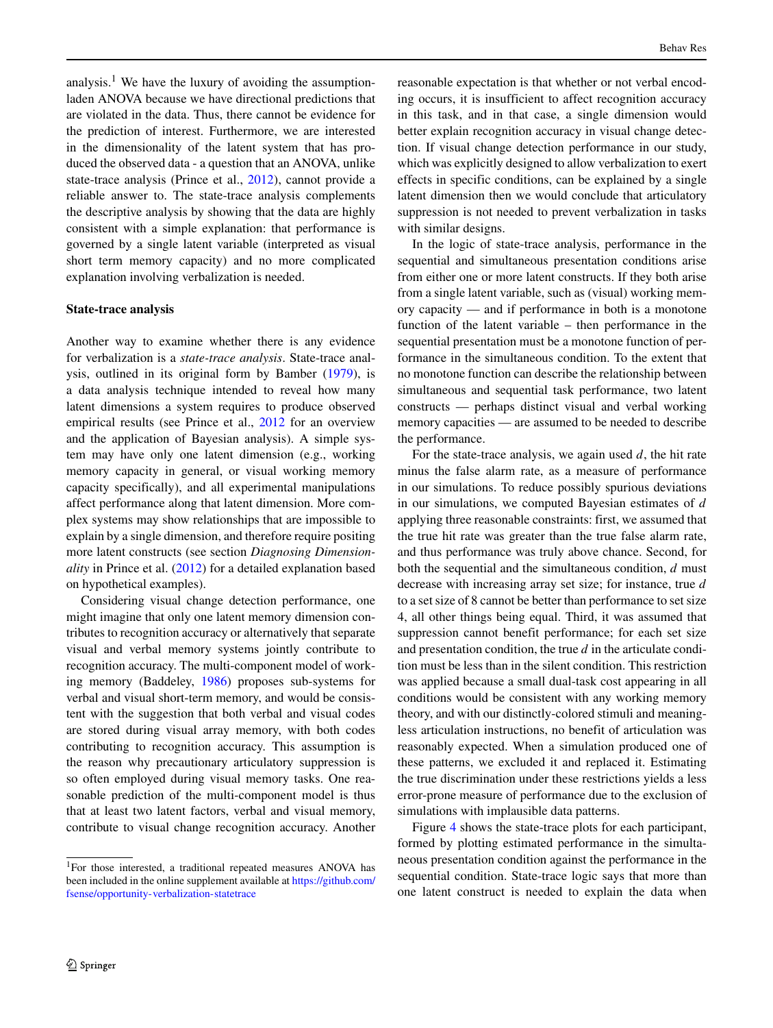analysis.[1] We have the luxury of avoiding the assumption-laden ANOVA because we have directional predictions that are violated in the data. Thus, there cannot be evidence for the prediction of interest. Furthermore, we are interested in the dimensionality of the latent system that has produced the observed data - a question that an ANOVA, unlike state-trace analysis (Prince et al., 2012), cannot provide a reliable answer to. The state-trace analysis complements the descriptive analysis by showing that the data are highly consistent with a simple explanation: that performance is governed by a single latent variable (interpreted as visual short term memory capacity) and no more complicated explanation involving verbalization is needed.

**State-trace analysis**

Another way to examine whether there is any evidence for verbalization is a *state-trace analysis*. State-trace analysis, outlined in its original form by Bamber (1979), is a data analysis technique intended to reveal how many latent dimensions a system requires to produce observed empirical results (see Prince et al., 2012 for an overview and the application of Bayesian analysis). A simple system may have only one latent dimension (e.g., working memory capacity in general, or visual working memory capacity specifically), and all experimental manipulations affect performance along that latent dimension. More complex systems may show relationships that are impossible to explain by a single dimension, and therefore require positing more latent constructs (see section *Diagnosing Dimensionality* in Prince et al. (2012) for a detailed explanation based on hypothetical examples).

Considering visual change detection performance, one might imagine that only one latent memory dimension contributes to recognition accuracy or alternatively that separate visual and verbal memory systems jointly contribute to recognition accuracy. The multi-component model of working memory (Baddeley, 1986) proposes sub-systems for verbal and visual short-term memory, and would be consistent with the suggestion that both verbal and visual codes are stored during visual array memory, with both codes contributing to recognition accuracy. This assumption is the reason why precautionary articulatory suppression is so often employed during visual memory tasks. One reasonable prediction of the multi-component model is thus that at least two latent factors, verbal and visual memory, contribute to visual change recognition accuracy. Another reasonable expectation is that whether or not verbal encoding occurs, it is insufficient to affect recognition accuracy in this task, and in that case, a single dimension would better explain recognition accuracy in visual change detection. If visual change detection performance in our study, which was explicitly designed to allow verbalization to exert effects in specific conditions, can be explained by a single latent dimension then we would conclude that articulatory suppression is not needed to prevent verbalization in tasks with similar designs.

In the logic of state-trace analysis, performance in the sequential and simultaneous presentation conditions arise from either one or more latent constructs. If they both arise from a single latent variable, such as (visual) working memory capacity — and if performance in both is a monotone function of the latent variable – then performance in the sequential presentation must be a monotone function of performance in the simultaneous condition. To the extent that no monotone function can describe the relationship between simultaneous and sequential task performance, two latent constructs — perhaps distinct visual and verbal working memory capacities — are assumed to be needed to describe the performance.

For the state-trace analysis, we again used $d$, the hit rate minus the false alarm rate, as a measure of performance in our simulations. To reduce possibly spurious deviations in our simulations, we computed Bayesian estimates of $d$ applying three reasonable constraints: first, we assumed that the true hit rate was greater than the true false alarm rate, and thus performance was truly above chance. Second, for both the sequential and the simultaneous condition, $d$ must decrease with increasing array set size; for instance, true $d$ to a set size of 8 cannot be better than performance to set size 4, all other things being equal. Third, it was assumed that suppression cannot benefit performance; for each set size and presentation condition, the true $d$ in the articulate condition must be less than in the silent condition. This restriction was applied because a small dual-task cost appearing in all conditions would be consistent with any working memory theory, and with our distinctly-colored stimuli and meaningless articulation instructions, no benefit of articulation was reasonably expected. When a simulation produced one of these patterns, we excluded it and replaced it. Estimating the true discrimination under these restrictions yields a less error-prone measure of performance due to the exclusion of simulations with implausible data patterns.

Figure 4 shows the state-trace plots for each participant, formed by plotting estimated performance in the simultaneous presentation condition against the performance in the sequential condition. State-trace logic says that more than one latent construct is needed to explain the data when

[1] For those interested, a traditional repeated measures ANOVA has been included in the online supplement available at https://github.com/fsense/opportunity-verbalization-statetrace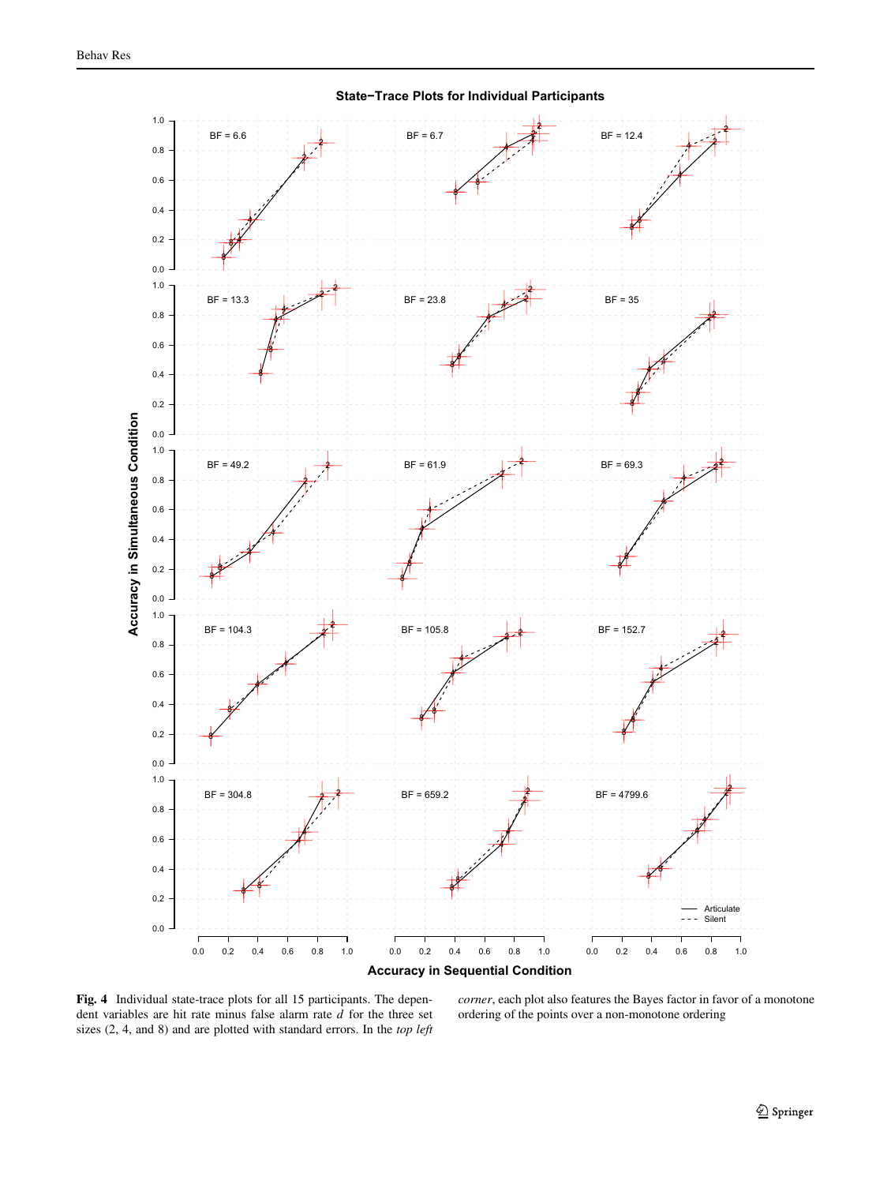**Fig. 4** Individual state-trace plots for all 15 participants. The dependent variables are hit rate minus false alarm rate *d* for the three set sizes (2, 4, and 8) and are plotted with standard errors. In the *top left corner*, each plot also features the Bayes factor in favor of a monotone ordering of the points over a non-monotone ordering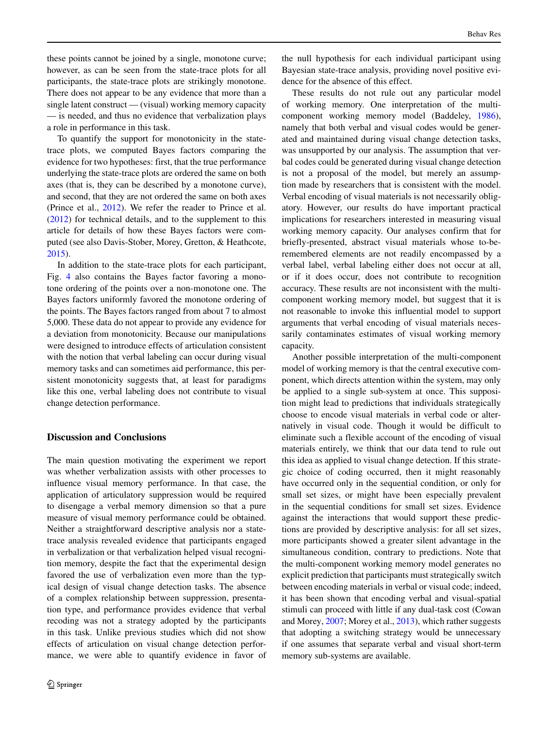these points cannot be joined by a single, monotone curve; however, as can be seen from the state-trace plots for all participants, the state-trace plots are strikingly monotone. There does not appear to be any evidence that more than a single latent construct — (visual) working memory capacity — is needed, and thus no evidence that verbalization plays a role in performance in this task.

To quantify the support for monotonicity in the state-trace plots, we computed Bayes factors comparing the evidence for two hypotheses: first, that the true performance underlying the state-trace plots are ordered the same on both axes (that is, they can be described by a monotone curve), and second, that they are not ordered the same on both axes (Prince et al., 2012). We refer the reader to Prince et al. (2012) for technical details, and to the supplement to this article for details of how these Bayes factors were computed (see also Davis-Stober, Morey, Gretton, & Heathcote, 2015).

In addition to the state-trace plots for each participant, Fig. 4 also contains the Bayes factor favoring a monotone ordering of the points over a non-monotone one. The Bayes factors uniformly favored the monotone ordering of the points. The Bayes factors ranged from about 7 to almost 5,000. These data do not appear to provide any evidence for a deviation from monotonicity. Because our manipulations were designed to introduce effects of articulation consistent with the notion that verbal labeling can occur during visual memory tasks and can sometimes aid performance, this persistent monotonicity suggests that, at least for paradigms like this one, verbal labeling does not contribute to visual change detection performance.

## Discussion and Conclusions

The main question motivating the experiment we report was whether verbalization assists with other processes to influence visual memory performance. In that case, the application of articulatory suppression would be required to disengage a verbal memory dimension so that a pure measure of visual memory performance could be obtained. Neither a straightforward descriptive analysis nor a state-trace analysis revealed evidence that participants engaged in verbalization or that verbalization helped visual recognition memory, despite the fact that the experimental design favored the use of verbalization even more than the typical design of visual change detection tasks. The absence of a complex relationship between suppression, presentation type, and performance provides evidence that verbal recoding was not a strategy adopted by the participants in this task. Unlike previous studies which did not show effects of articulation on visual change detection performance, we were able to quantify evidence in favor of the null hypothesis for each individual participant using Bayesian state-trace analysis, providing novel positive evidence for the absence of this effect.

These results do not rule out any particular model of working memory. One interpretation of the multi-component working memory model (Baddeley, 1986), namely that both verbal and visual codes would be generated and maintained during visual change detection tasks, was unsupported by our analysis. The assumption that verbal codes could be generated during visual change detection is not a proposal of the model, but merely an assumption made by researchers that is consistent with the model. Verbal encoding of visual materials is not necessarily obligatory. However, our results do have important practical implications for researchers interested in measuring visual working memory capacity. Our analyses confirm that for briefly-presented, abstract visual materials whose to-be-remembered elements are not readily encompassed by a verbal label, verbal labeling either does not occur at all, or if it does occur, does not contribute to recognition accuracy. These results are not inconsistent with the multi-component working memory model, but suggest that it is not reasonable to invoke this influential model to support arguments that verbal encoding of visual materials necessarily contaminates estimates of visual working memory capacity.

Another possible interpretation of the multi-component model of working memory is that the central executive component, which directs attention within the system, may only be applied to a single sub-system at once. This supposition might lead to predictions that individuals strategically choose to encode visual materials in verbal code or alternatively in visual code. Though it would be difficult to eliminate such a flexible account of the encoding of visual materials entirely, we think that our data tend to rule out this idea as applied to visual change detection. If this strategic choice of coding occurred, then it might reasonably have occurred only in the sequential condition, or only for small set sizes, or might have been especially prevalent in the sequential conditions for small set sizes. Evidence against the interactions that would support these predictions are provided by descriptive analysis: for all set sizes, more participants showed a greater silent advantage in the simultaneous condition, contrary to predictions. Note that the multi-component working memory model generates no explicit prediction that participants must strategically switch between encoding materials in verbal or visual code; indeed, it has been shown that encoding verbal and visual-spatial stimuli can proceed with little if any dual-task cost (Cowan and Morey, 2007; Morey et al., 2013), which rather suggests that adopting a switching strategy would be unnecessary if one assumes that separate verbal and visual short-term memory sub-systems are available.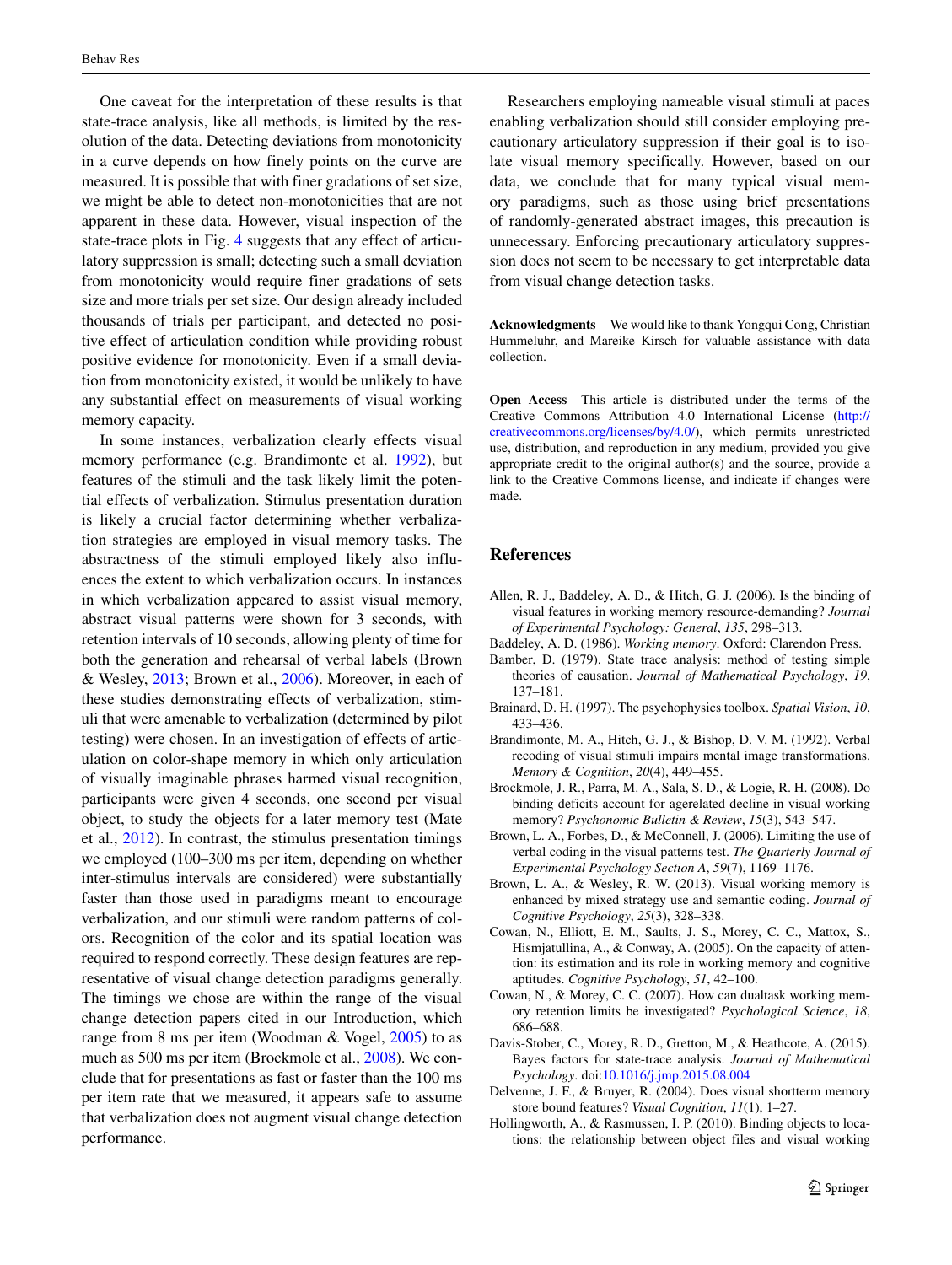One caveat for the interpretation of these results is that state-trace analysis, like all methods, is limited by the resolution of the data. Detecting deviations from monotonicity in a curve depends on how finely points on the curve are measured. It is possible that with finer gradations of set size, we might be able to detect non-monotonicities that are not apparent in these data. However, visual inspection of the state-trace plots in Fig. 4 suggests that any effect of articulatory suppression is small; detecting such a small deviation from monotonicity would require finer gradations of sets size and more trials per set size. Our design already included thousands of trials per participant, and detected no positive effect of articulation condition while providing robust positive evidence for monotonicity. Even if a small deviation from monotonicity existed, it would be unlikely to have any substantial effect on measurements of visual working memory capacity.

In some instances, verbalization clearly effects visual memory performance (e.g. Brandimonte et al. 1992), but features of the stimuli and the task likely limit the potential effects of verbalization. Stimulus presentation duration is likely a crucial factor determining whether verbalization strategies are employed in visual memory tasks. The abstractness of the stimuli employed likely also influences the extent to which verbalization occurs. In instances in which verbalization appeared to assist visual memory, abstract visual patterns were shown for 3 seconds, with retention intervals of 10 seconds, allowing plenty of time for both the generation and rehearsal of verbal labels (Brown & Wesley, 2013; Brown et al., 2006). Moreover, in each of these studies demonstrating effects of verbalization, stimuli that were amenable to verbalization (determined by pilot testing) were chosen. In an investigation of effects of articulation on color-shape memory in which only articulation of visually imaginable phrases harmed visual recognition, participants were given 4 seconds, one second per visual object, to study the objects for a later memory test (Mate et al., 2012). In contrast, the stimulus presentation timings we employed (100–300 ms per item, depending on whether inter-stimulus intervals are considered) were substantially faster than those used in paradigms meant to encourage verbalization, and our stimuli were random patterns of colors. Recognition of the color and its spatial location was required to respond correctly. These design features are representative of visual change detection paradigms generally. The timings we chose are within the range of the visual change detection papers cited in our Introduction, which range from 8 ms per item (Woodman & Vogel, 2005) to as much as 500 ms per item (Brockmole et al., 2008). We conclude that for presentations as fast or faster than the 100 ms per item rate that we measured, it appears safe to assume that verbalization does not augment visual change detection performance.

Researchers employing nameable visual stimuli at paces enabling verbalization should still consider employing precautionary articulatory suppression if their goal is to isolate visual memory specifically. However, based on our data, we conclude that for many typical visual memory paradigms, such as those using brief presentations of randomly-generated abstract images, this precaution is unnecessary. Enforcing precautionary articulatory suppression does not seem to be necessary to get interpretable data from visual change detection tasks.

**Acknowledgments** We would like to thank Yongqui Cong, Christian Hummeluhr, and Mareike Kirsch for valuable assistance with data collection.

**Open Access** This article is distributed under the terms of the Creative Commons Attribution 4.0 International License (http://creativecommons.org/licenses/by/4.0/), which permits unrestricted use, distribution, and reproduction in any medium, provided you give appropriate credit to the original author(s) and the source, provide a link to the Creative Commons license, and indicate if changes were made.

## References

Allen, R. J., Baddeley, A. D., & Hitch, G. J. (2006). Is the binding of visual features in working memory resource-demanding? *Journal of Experimental Psychology: General*, *135*, 298–313.

Baddeley, A. D. (1986). *Working memory*. Oxford: Clarendon Press.

Bamber, D. (1979). State trace analysis: method of testing simple theories of causation. *Journal of Mathematical Psychology*, *19*, 137–181.

Brainard, D. H. (1997). The psychophysics toolbox. *Spatial Vision*, *10*, 433–436.

Brandimonte, M. A., Hitch, G. J., & Bishop, D. V. M. (1992). Verbal recoding of visual stimuli impairs mental image transformations. *Memory & Cognition*, *20*(4), 449–455.

Brockmole, J. R., Parra, M. A., Sala, S. D., & Logie, R. H. (2008). Do binding deficits account for agerelated decline in visual working memory? *Psychonomic Bulletin & Review*, *15*(3), 543–547.

Brown, L. A., Forbes, D., & McConnell, J. (2006). Limiting the use of verbal coding in the visual patterns test. *The Quarterly Journal of Experimental Psychology Section A*, *59*(7), 1169–1176.

Brown, L. A., & Wesley, R. W. (2013). Visual working memory is enhanced by mixed strategy use and semantic coding. *Journal of Cognitive Psychology*, *25*(3), 328–338.

Cowan, N., Elliott, E. M., Saults, J. S., Morey, C. C., Mattox, S., Hismjatullina, A., & Conway, A. (2005). On the capacity of attention: its estimation and its role in working memory and cognitive aptitudes. *Cognitive Psychology*, *51*, 42–100.

Cowan, N., & Morey, C. C. (2007). How can dualtask working memory retention limits be investigated? *Psychological Science*, *18*, 686–688.

Davis-Stober, C., Morey, R. D., Gretton, M., & Heathcote, A. (2015). Bayes factors for state-trace analysis. *Journal of Mathematical Psychology*. doi:10.1016/j.jmp.2015.08.004

Delvenne, J. F., & Bruyer, R. (2004). Does visual shortterm memory store bound features? *Visual Cognition*, *11*(1), 1–27.

Hollingworth, A., & Rasmussen, I. P. (2010). Binding objects to locations: the relationship between object files and visual working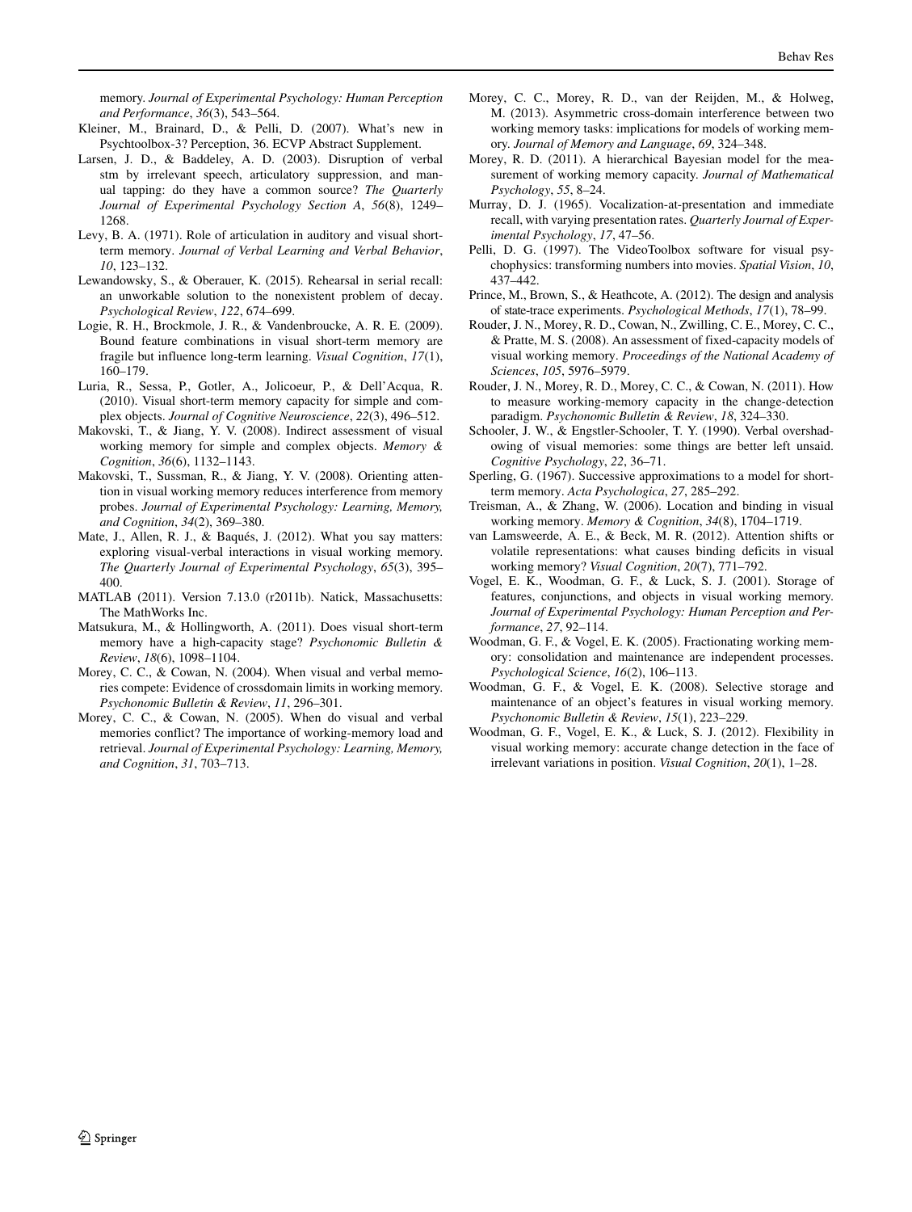memory. *Journal of Experimental Psychology: Human Perception and Performance*, *36*(3), 543–564.

Kleiner, M., Brainard, D., & Pelli, D. (2007). What's new in Psychtoolbox-3? Perception, 36. ECVP Abstract Supplement.

Larsen, J. D., & Baddeley, A. D. (2003). Disruption of verbal stm by irrelevant speech, articulatory suppression, and manual tapping: do they have a common source? *The Quarterly Journal of Experimental Psychology Section A*, *56*(8), 1249–1268.

Levy, B. A. (1971). Role of articulation in auditory and visual short-term memory. *Journal of Verbal Learning and Verbal Behavior*, *10*, 123–132.

Lewandowsky, S., & Oberauer, K. (2015). Rehearsal in serial recall: an unworkable solution to the nonexistent problem of decay. *Psychological Review*, *122*, 674–699.

Logie, R. H., Brockmole, J. R., & Vandenbroucke, A. R. E. (2009). Bound feature combinations in visual short-term memory are fragile but influence long-term learning. *Visual Cognition*, *17*(1), 160–179.

Luria, R., Sessa, P., Gotler, A., Jolicoeur, P., & Dell'Acqua, R. (2010). Visual short-term memory capacity for simple and complex objects. *Journal of Cognitive Neuroscience*, *22*(3), 496–512.

Makovski, T., & Jiang, Y. V. (2008). Indirect assessment of visual working memory for simple and complex objects. *Memory & Cognition*, *36*(6), 1132–1143.

Makovski, T., Sussman, R., & Jiang, Y. V. (2008). Orienting attention in visual working memory reduces interference from memory probes. *Journal of Experimental Psychology: Learning, Memory, and Cognition*, *34*(2), 369–380.

Mate, J., Allen, R. J., & Baqués, J. (2012). What you say matters: exploring visual-verbal interactions in visual working memory. *The Quarterly Journal of Experimental Psychology*, *65*(3), 395–400.

MATLAB (2011). Version 7.13.0 (r2011b). Natick, Massachusetts: The MathWorks Inc.

Matsukura, M., & Hollingworth, A. (2011). Does visual short-term memory have a high-capacity stage? *Psychonomic Bulletin & Review*, *18*(6), 1098–1104.

Morey, C. C., & Cowan, N. (2004). When visual and verbal memories compete: Evidence of crossdomain limits in working memory. *Psychonomic Bulletin & Review*, *11*, 296–301.

Morey, C. C., & Cowan, N. (2005). When do visual and verbal memories conflict? The importance of working-memory load and retrieval. *Journal of Experimental Psychology: Learning, Memory, and Cognition*, *31*, 703–713.

Morey, C. C., Morey, R. D., van der Reijden, M., & Holweg, M. (2013). Asymmetric cross-domain interference between two working memory tasks: implications for models of working memory. *Journal of Memory and Language*, *69*, 324–348.

Morey, R. D. (2011). A hierarchical Bayesian model for the measurement of working memory capacity. *Journal of Mathematical Psychology*, *55*, 8–24.

Murray, D. J. (1965). Vocalization-at-presentation and immediate recall, with varying presentation rates. *Quarterly Journal of Experimental Psychology*, *17*, 47–56.

Pelli, D. G. (1997). The VideoToolbox software for visual psychophysics: transforming numbers into movies. *Spatial Vision*, *10*, 437–442.

Prince, M., Brown, S., & Heathcote, A. (2012). The design and analysis of state-trace experiments. *Psychological Methods*, *17*(1), 78–99.

Rouder, J. N., Morey, R. D., Cowan, N., Zwilling, C. E., Morey, C. C., & Pratte, M. S. (2008). An assessment of fixed-capacity models of visual working memory. *Proceedings of the National Academy of Sciences*, *105*, 5976–5979.

Rouder, J. N., Morey, R. D., Morey, C. C., & Cowan, N. (2011). How to measure working-memory capacity in the change-detection paradigm. *Psychonomic Bulletin & Review*, *18*, 324–330.

Schooler, J. W., & Engstler-Schooler, T. Y. (1990). Verbal overshadowing of visual memories: some things are better left unsaid. *Cognitive Psychology*, *22*, 36–71.

Sperling, G. (1967). Successive approximations to a model for short-term memory. *Acta Psychologica*, *27*, 285–292.

Treisman, A., & Zhang, W. (2006). Location and binding in visual working memory. *Memory & Cognition*, *34*(8), 1704–1719.

van Lamsweerde, A. E., & Beck, M. R. (2012). Attention shifts or volatile representations: what causes binding deficits in visual working memory? *Visual Cognition*, *20*(7), 771–792.

Vogel, E. K., Woodman, G. F., & Luck, S. J. (2001). Storage of features, conjunctions, and objects in visual working memory. *Journal of Experimental Psychology: Human Perception and Performance*, *27*, 92–114.

Woodman, G. F., & Vogel, E. K. (2005). Fractionating working memory: consolidation and maintenance are independent processes. *Psychological Science*, *16*(2), 106–113.

Woodman, G. F., & Vogel, E. K. (2008). Selective storage and maintenance of an object's features in visual working memory. *Psychonomic Bulletin & Review*, *15*(1), 223–229.

Woodman, G. F., Vogel, E. K., & Luck, S. J. (2012). Flexibility in visual working memory: accurate change detection in the face of irrelevant variations in position. *Visual Cognition*, *20*(1), 1–28.